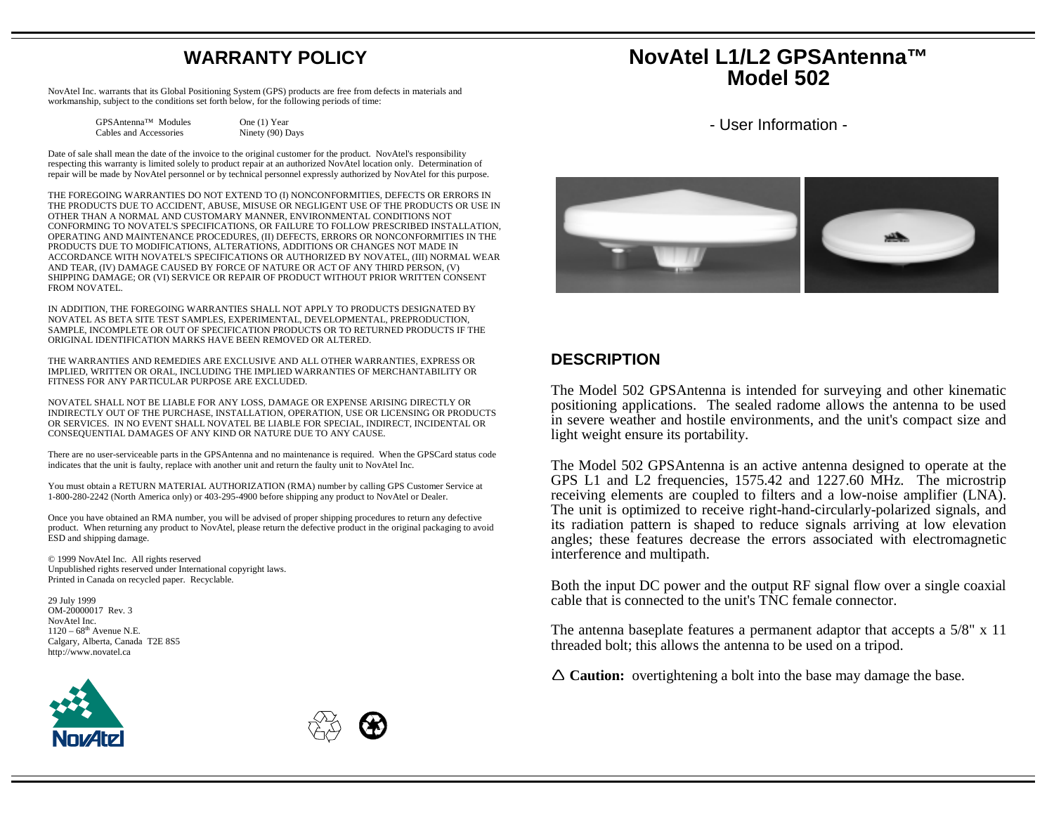# WARRANTY POLICY

NovAtel Inc. warrants that its Global Positioning System (GPS) products are free from defects in materials and workmanship, subject to the conditions set forth below, for the following periods of time:

| | |
|---|---|
| GPSAntenna™ Modules | One (1) Year |
| Cables and Accessories | Ninety (90) Days |

Date of sale shall mean the date of the invoice to the original customer for the product. NovAtel's responsibility respecting this warranty is limited solely to product repair at an authorized NovAtel location only. Determination of repair will be made by NovAtel personnel or by technical personnel expressly authorized by NovAtel for this purpose.

THE FOREGOING WARRANTIES DO NOT EXTEND TO (I) NONCONFORMITIES, DEFECTS OR ERRORS IN THE PRODUCTS DUE TO ACCIDENT, ABUSE, MISUSE OR NEGLIGENT USE OF THE PRODUCTS OR USE IN OTHER THAN A NORMAL AND CUSTOMARY MANNER, ENVIRONMENTAL CONDITIONS NOT CONFORMING TO NOVATEL'S SPECIFICATIONS, OR FAILURE TO FOLLOW PRESCRIBED INSTALLATION, OPERATING AND MAINTENANCE PROCEDURES, (II) DEFECTS, ERRORS OR NONCONFORMITIES IN THE PRODUCTS DUE TO MODIFICATIONS, ALTERATIONS, ADDITIONS OR CHANGES NOT MADE IN ACCORDANCE WITH NOVATEL'S SPECIFICATIONS OR AUTHORIZED BY NOVATEL, (III) NORMAL WEAR AND TEAR, (IV) DAMAGE CAUSED BY FORCE OF NATURE OR ACT OF ANY THIRD PERSON, (V) SHIPPING DAMAGE; OR (VI) SERVICE OR REPAIR OF PRODUCT WITHOUT PRIOR WRITTEN CONSENT FROM NOVATEL.

IN ADDITION, THE FOREGOING WARRANTIES SHALL NOT APPLY TO PRODUCTS DESIGNATED BY NOVATEL AS BETA SITE TEST SAMPLES, EXPERIMENTAL, DEVELOPMENTAL, PREPRODUCTION, SAMPLE, INCOMPLETE OR OUT OF SPECIFICATION PRODUCTS OR TO RETURNED PRODUCTS IF THE ORIGINAL IDENTIFICATION MARKS HAVE BEEN REMOVED OR ALTERED.

THE WARRANTIES AND REMEDIES ARE EXCLUSIVE AND ALL OTHER WARRANTIES, EXPRESS OR IMPLIED, WRITTEN OR ORAL, INCLUDING THE IMPLIED WARRANTIES OF MERCHANTABILITY OR FITNESS FOR ANY PARTICULAR PURPOSE ARE EXCLUDED.

NOVATEL SHALL NOT BE LIABLE FOR ANY LOSS, DAMAGE OR EXPENSE ARISING DIRECTLY OR INDIRECTLY OUT OF THE PURCHASE, INSTALLATION, OPERATION, USE OR LICENSING OR PRODUCTS OR SERVICES. IN NO EVENT SHALL NOVATEL BE LIABLE FOR SPECIAL, INDIRECT, INCIDENTAL OR CONSEQUENTIAL DAMAGES OF ANY KIND OR NATURE DUE TO ANY CAUSE.

There are no user-serviceable parts in the GPSAntenna and no maintenance is required. When the GPSCard status code indicates that the unit is faulty, replace with another unit and return the faulty unit to NovAtel Inc.

You must obtain a RETURN MATERIAL AUTHORIZATION (RMA) number by calling GPS Customer Service at 1-800-280-2242 (North America only) or 403-295-4900 before shipping any product to NovAtel or Dealer.

Once you have obtained an RMA number, you will be advised of proper shipping procedures to return any defective product. When returning any product to NovAtel, please return the defective product in the original packaging to avoid ESD and shipping damage.

© 1999 NovAtel Inc. All rights reserved
Unpublished rights reserved under International copyright laws.
Printed in Canada on recycled paper. Recyclable.

29 July 1999
OM-20000017 Rev. 3
NovAtel Inc.
1120 – 68th Avenue N.E.
Calgary, Alberta, Canada T2E 8S5
http://www.novatel.ca

# NovAtel L1/L2 GPSAntenna™ Model 502

- User Information -

## DESCRIPTION

The Model 502 GPSAntenna is intended for surveying and other kinematic positioning applications. The sealed radome allows the antenna to be used in severe weather and hostile environments, and the unit's compact size and light weight ensure its portability.

The Model 502 GPSAntenna is an active antenna designed to operate at the GPS L1 and L2 frequencies, 1575.42 and 1227.60 MHz. The microstrip receiving elements are coupled to filters and a low-noise amplifier (LNA). The unit is optimized to receive right-hand-circularly-polarized signals, and its radiation pattern is shaped to reduce signals arriving at low elevation angles; these features decrease the errors associated with electromagnetic interference and multipath.

Both the input DC power and the output RF signal flow over a single coaxial cable that is connected to the unit's TNC female connector.

The antenna baseplate features a permanent adaptor that accepts a 5/8" x 11 threaded bolt; this allows the antenna to be used on a tripod.

△ **Caution:** overtightening a bolt into the base may damage the base.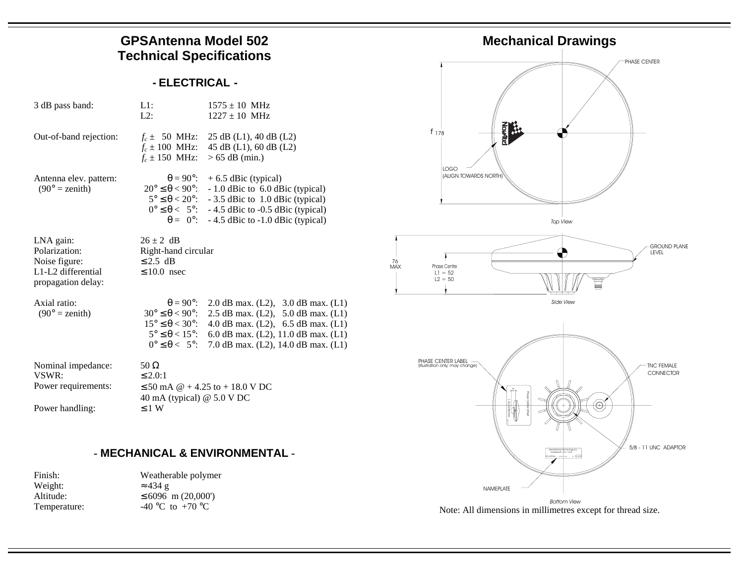# GPSAntenna Model 502 Technical Specifications

## - ELECTRICAL -

| | | |
|---|---|---|
| 3 dB pass band: | L1: | 1575 ± 10 MHz |
| | L2: | 1227 ± 10 MHz |
| Out-of-band rejection: | $f_c$ ± 50 MHz: | 25 dB (L1), 40 dB (L2) |
| | $f_c$ ± 100 MHz: | 45 dB (L1), 60 dB (L2) |
| | $f_c$ ± 150 MHz: | > 65 dB (min.) |
| Antenna elev. pattern: (90° = zenith) | θ = 90°: | + 6.5 dBic (typical) |
| | 20° ≤ θ < 90°: | - 1.0 dBic to 6.0 dBic (typical) |
| | 5° ≤ θ < 20°: | - 3.5 dBic to 1.0 dBic (typical) |
| | 0° ≤ θ < 5°: | - 4.5 dBic to -0.5 dBic (typical) |
| | θ = 0°: | - 4.5 dBic to -1.0 dBic (typical) |
| LNA gain: | 26 ± 2 dB | |
| Polarization: | Right-hand circular | |
| Noise figure: | ≤ 2.5 dB | |
| L1-L2 differential propagation delay: | ≤ 10.0 nsec | |
| Axial ratio: (90° = zenith) | θ = 90°: | 2.0 dB max. (L2), 3.0 dB max. (L1) |
| | 30° ≤ θ < 90°: | 2.5 dB max. (L2), 5.0 dB max. (L1) |
| | 15° ≤ θ < 30°: | 4.0 dB max. (L2), 6.5 dB max. (L1) |
| | 5° ≤ θ < 15°: | 6.0 dB max. (L2), 11.0 dB max. (L1) |
| | 0° ≤ θ < 5°: | 7.0 dB max. (L2), 14.0 dB max. (L1) |
| Nominal impedance: | 50 Ω | |
| VSWR: | ≤ 2.0:1 | |
| Power requirements: | ≤ 50 mA @ + 4.25 to + 18.0 V DC | |
| | 40 mA (typical) @ 5.0 V DC | |
| Power handling: | ≤ 1 W | |

## - MECHANICAL & ENVIRONMENTAL -

| | |
|---|---|
| Finish: | Weatherable polymer |
| Weight: | ≈ 434 g |
| Altitude: | ≤ 6096 m (20,000') |
| Temperature: | -40 °C to +70 °C |

# Mechanical Drawings

PHASE CENTER

f 178

LOGO (ALIGN TOWARDS NORTH)

Top View

76 MAX

Phase Centre
L1 = 52
L2 = 50

GROUND PLANE LEVEL

Side View

PHASE CENTER LABEL (Illustration only, may change)

TNC FEMALE CONNECTOR

5/8 - 11 UNC ADAPTOR

NAMEPLATE

Bottom View

Note: All dimensions in millimetres except for thread size.